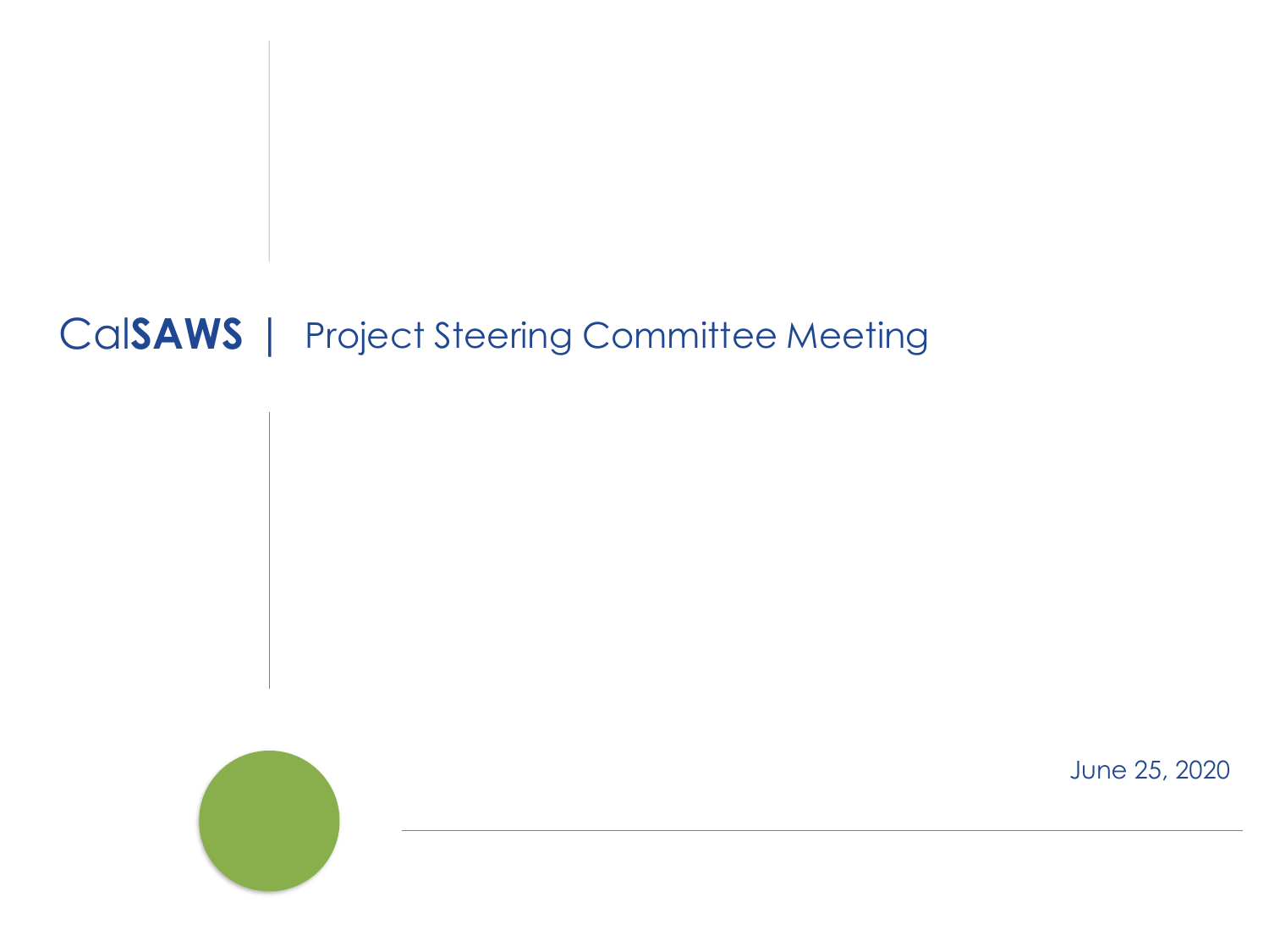# Cal**SAWS** | Project Steering Committee Meeting

June 25, 2020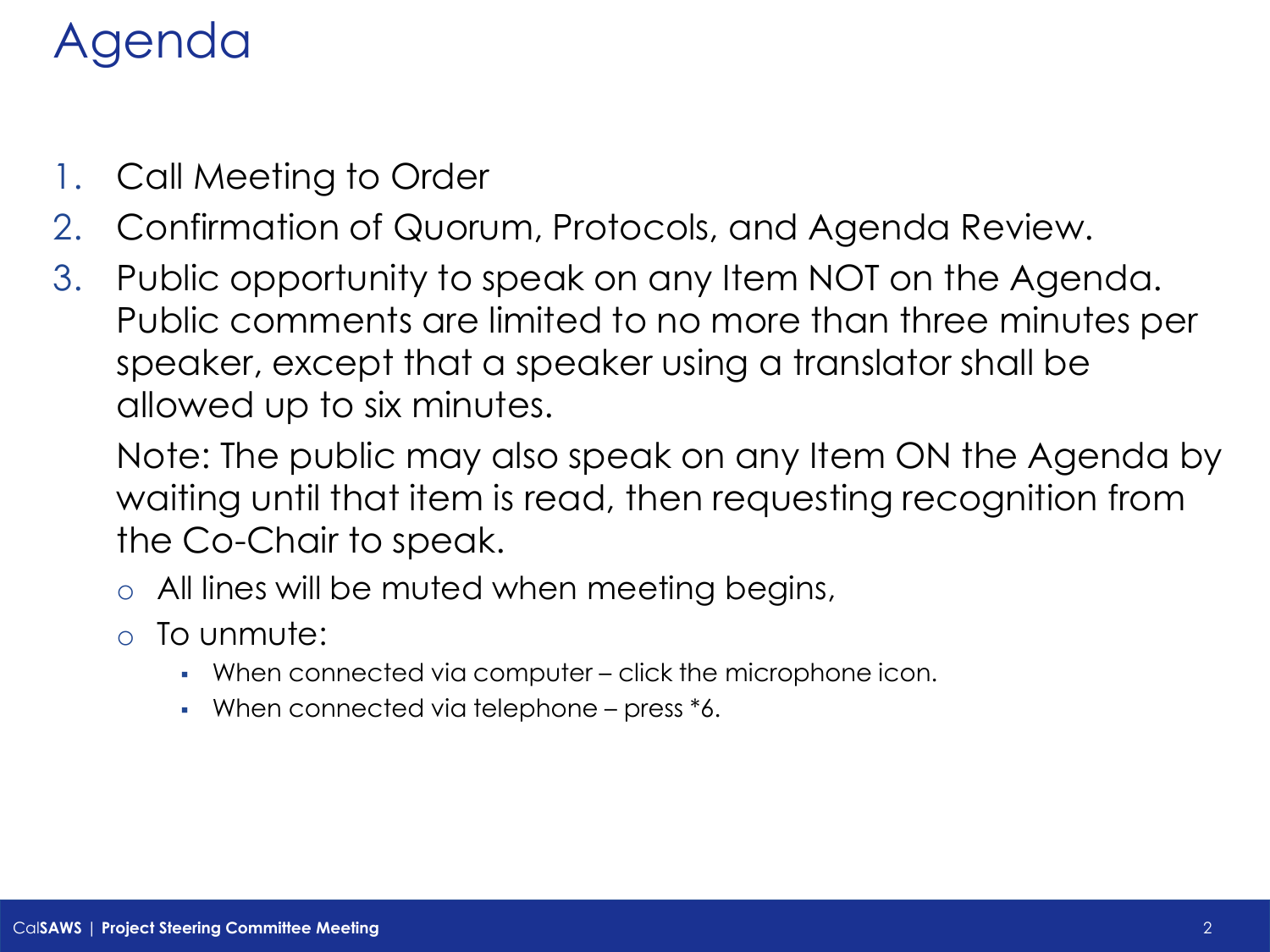# Agenda

1. Call Meeting to Order
2. Confirmation of Quorum, Protocols, and Agenda Review.
3. Public opportunity to speak on any Item NOT on the Agenda. Public comments are limited to no more than three minutes per speaker, except that a speaker using a translator shall be allowed up to six minutes.

   Note: The public may also speak on any Item ON the Agenda by waiting until that item is read, then requesting recognition from the Co-Chair to speak.

   - All lines will be muted when meeting begins,
   - To unmute:
     - When connected via computer – click the microphone icon.
     - When connected via telephone – press *6.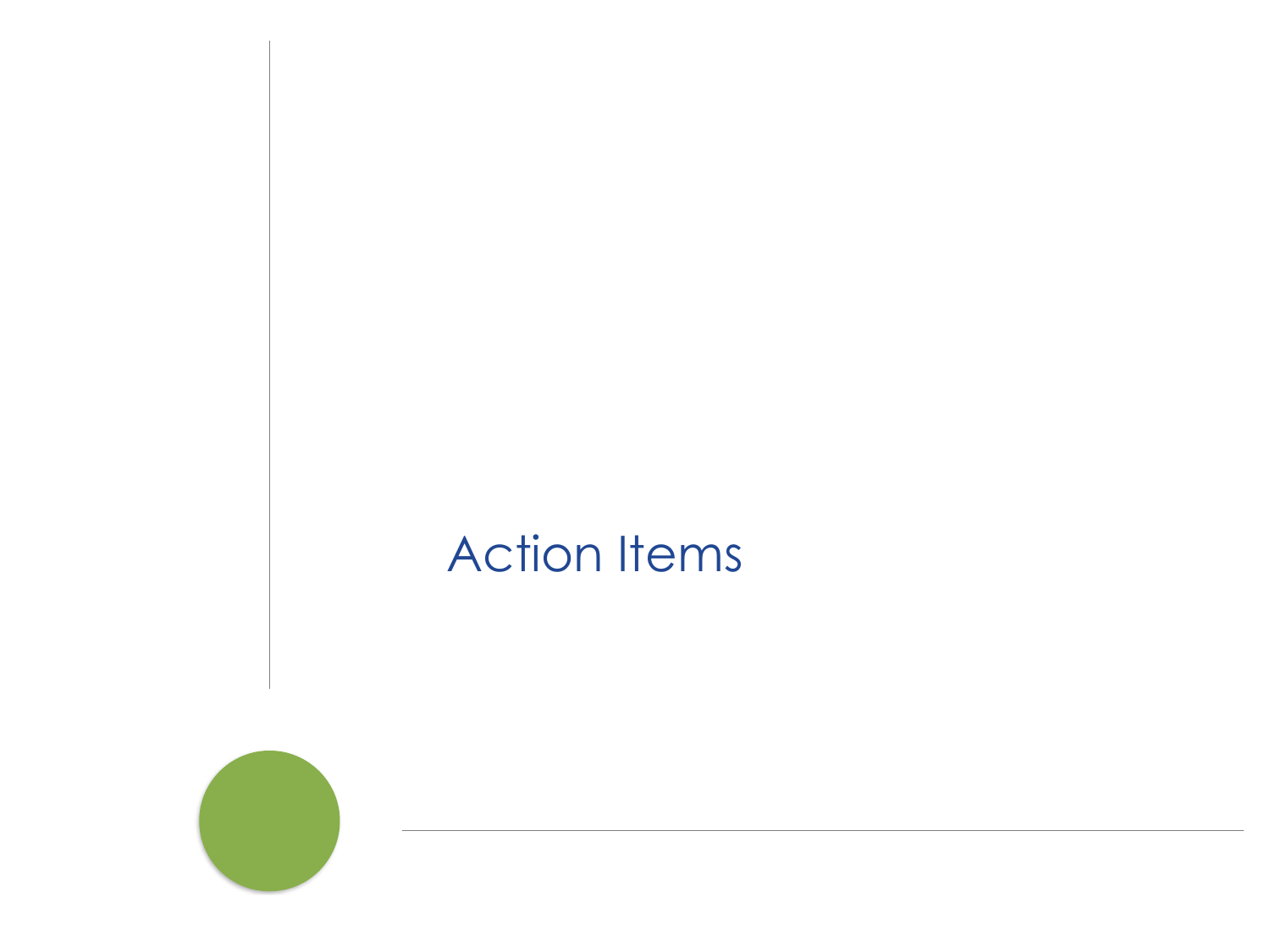# Action Items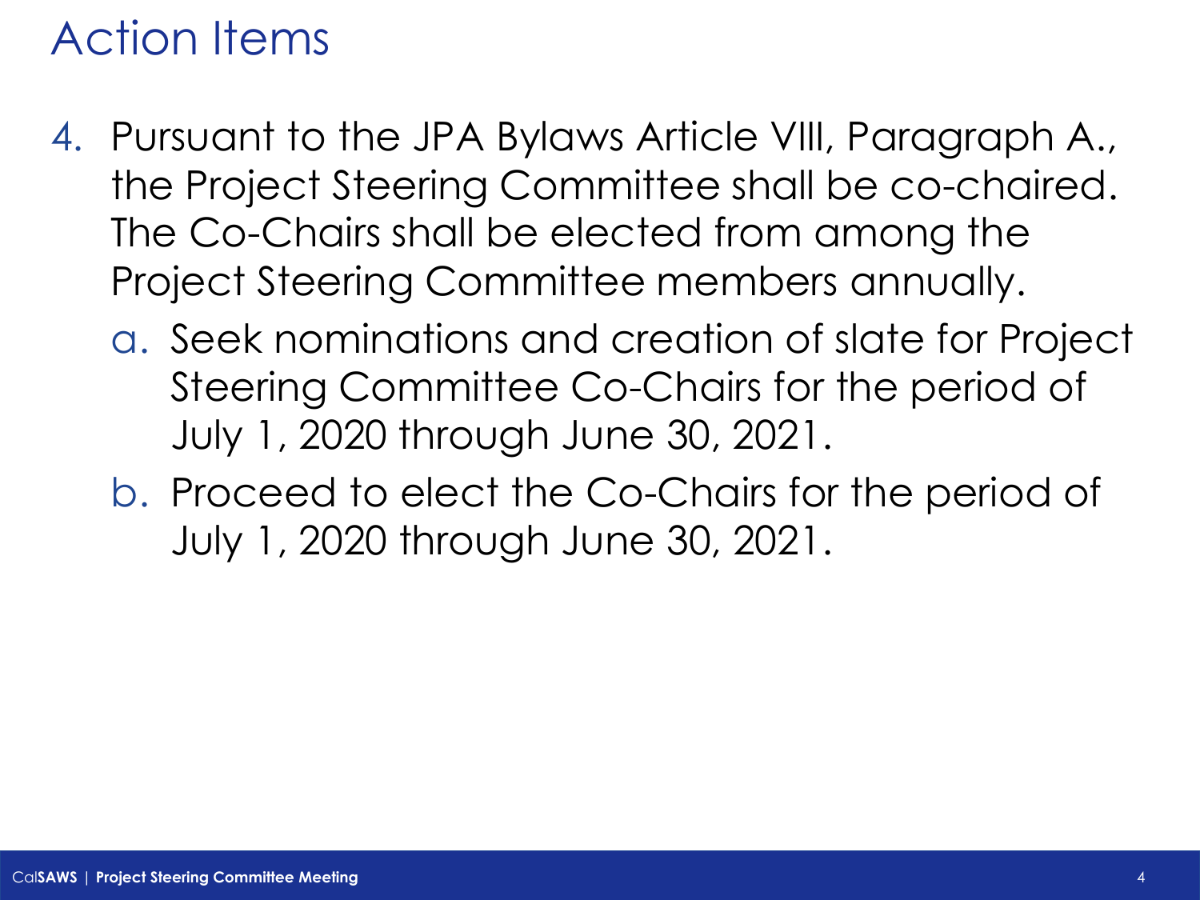# Action Items

4. Pursuant to the JPA Bylaws Article VIII, Paragraph A., the Project Steering Committee shall be co-chaired. The Co-Chairs shall be elected from among the Project Steering Committee members annually.
    a. Seek nominations and creation of slate for Project Steering Committee Co-Chairs for the period of July 1, 2020 through June 30, 2021.
    b. Proceed to elect the Co-Chairs for the period of July 1, 2020 through June 30, 2021.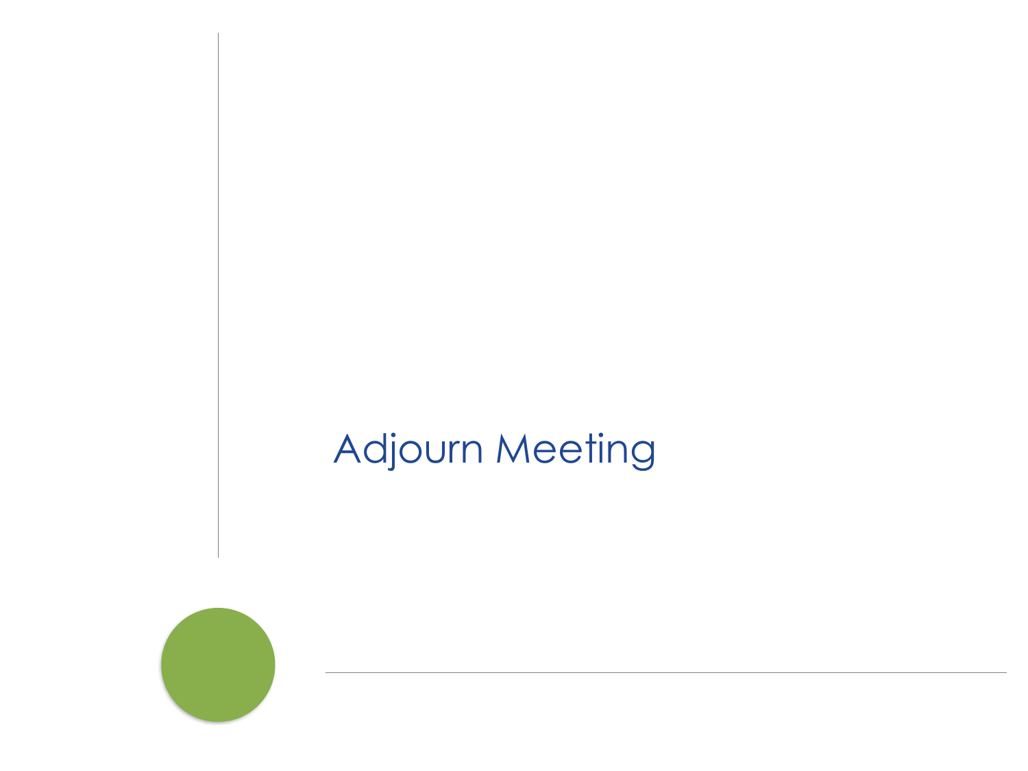# Adjourn Meeting